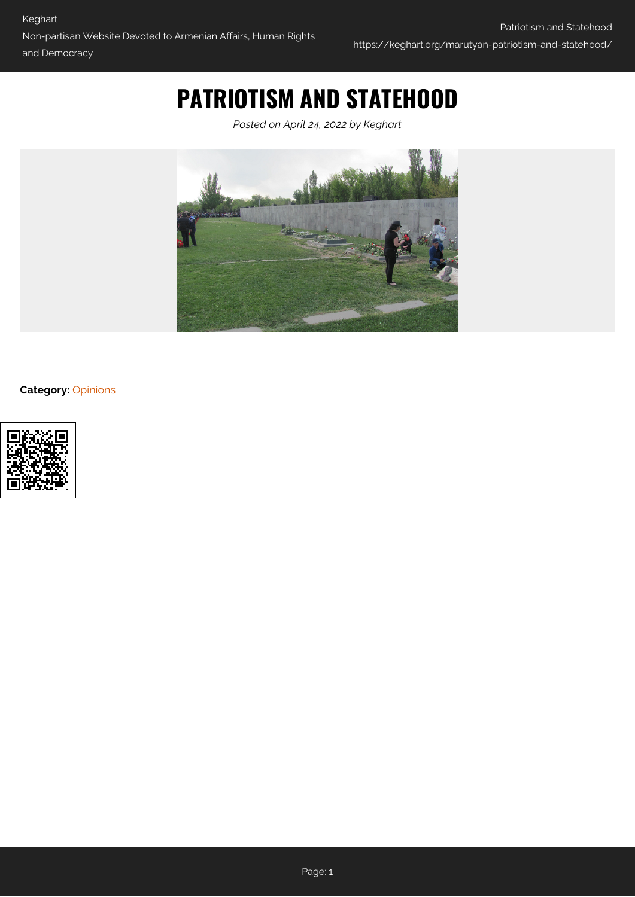# PATRIOTISM AND STATEHOOD

*Posted on April 24, 2022 by Keghart*

**Category:** Opinions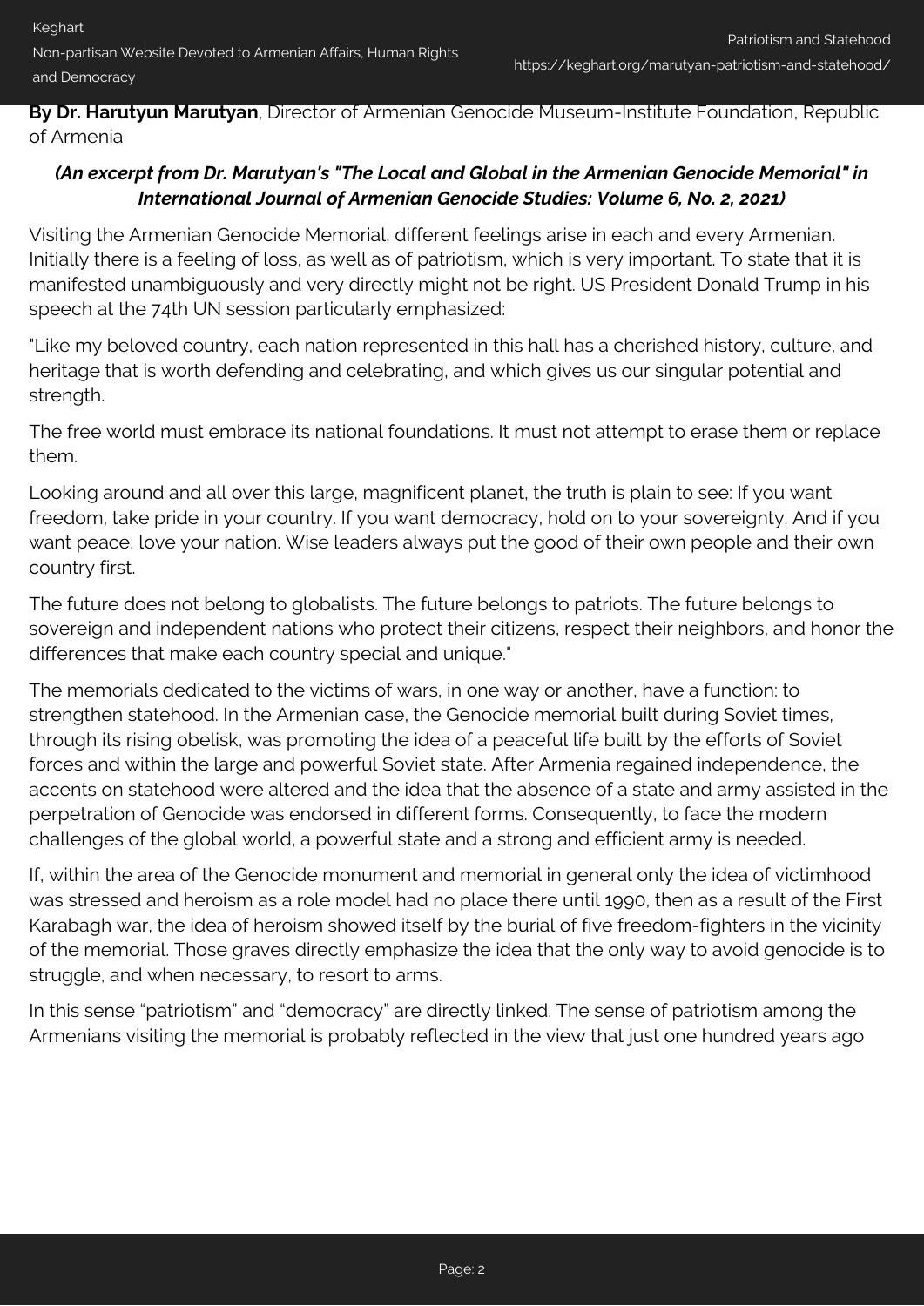**By Dr. Harutyun Marutyan**, Director of Armenian Genocide Museum-Institute Foundation, Republic of Armenia

***(An excerpt from Dr. Marutyan's "The Local and Global in the Armenian Genocide Memorial" in International Journal of Armenian Genocide Studies: Volume 6, No. 2, 2021)***

Visiting the Armenian Genocide Memorial, different feelings arise in each and every Armenian. Initially there is a feeling of loss, as well as of patriotism, which is very important. To state that it is manifested unambiguously and very directly might not be right. US President Donald Trump in his speech at the 74th UN session particularly emphasized:

"Like my beloved country, each nation represented in this hall has a cherished history, culture, and heritage that is worth defending and celebrating, and which gives us our singular potential and strength.

The free world must embrace its national foundations. It must not attempt to erase them or replace them.

Looking around and all over this large, magnificent planet, the truth is plain to see: If you want freedom, take pride in your country. If you want democracy, hold on to your sovereignty. And if you want peace, love your nation. Wise leaders always put the good of their own people and their own country first.

The future does not belong to globalists. The future belongs to patriots. The future belongs to sovereign and independent nations who protect their citizens, respect their neighbors, and honor the differences that make each country special and unique."

The memorials dedicated to the victims of wars, in one way or another, have a function: to strengthen statehood. In the Armenian case, the Genocide memorial built during Soviet times, through its rising obelisk, was promoting the idea of a peaceful life built by the efforts of Soviet forces and within the large and powerful Soviet state. After Armenia regained independence, the accents on statehood were altered and the idea that the absence of a state and army assisted in the perpetration of Genocide was endorsed in different forms. Consequently, to face the modern challenges of the global world, a powerful state and a strong and efficient army is needed.

If, within the area of the Genocide monument and memorial in general only the idea of victimhood was stressed and heroism as a role model had no place there until 1990, then as a result of the First Karabagh war, the idea of heroism showed itself by the burial of five freedom-fighters in the vicinity of the memorial. Those graves directly emphasize the idea that the only way to avoid genocide is to struggle, and when necessary, to resort to arms.

In this sense "patriotism" and "democracy" are directly linked. The sense of patriotism among the Armenians visiting the memorial is probably reflected in the view that just one hundred years ago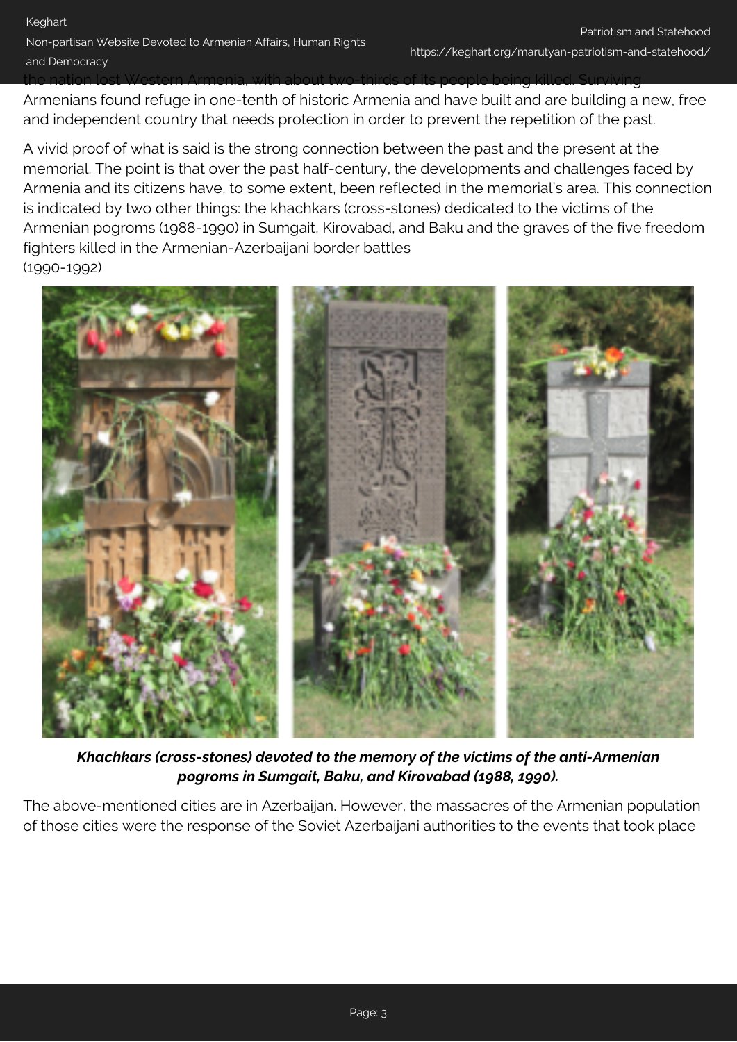the nation lost Western Armenia, with about two-thirds of its people being killed. Surviving Armenians found refuge in one-tenth of historic Armenia and have built and are building a new, free and independent country that needs protection in order to prevent the repetition of the past.

A vivid proof of what is said is the strong connection between the past and the present at the memorial. The point is that over the past half-century, the developments and challenges faced by Armenia and its citizens have, to some extent, been reflected in the memorial's area. This connection is indicated by two other things: the khachkars (cross-stones) dedicated to the victims of the Armenian pogroms (1988-1990) in Sumgait, Kirovabad, and Baku and the graves of the five freedom fighters killed in the Armenian-Azerbaijani border battles (1990-1992)

***Khachkars (cross-stones) devoted to the memory of the victims of the anti-Armenian pogroms in Sumgait, Baku, and Kirovabad (1988, 1990).***

The above-mentioned cities are in Azerbaijan. However, the massacres of the Armenian population of those cities were the response of the Soviet Azerbaijani authorities to the events that took place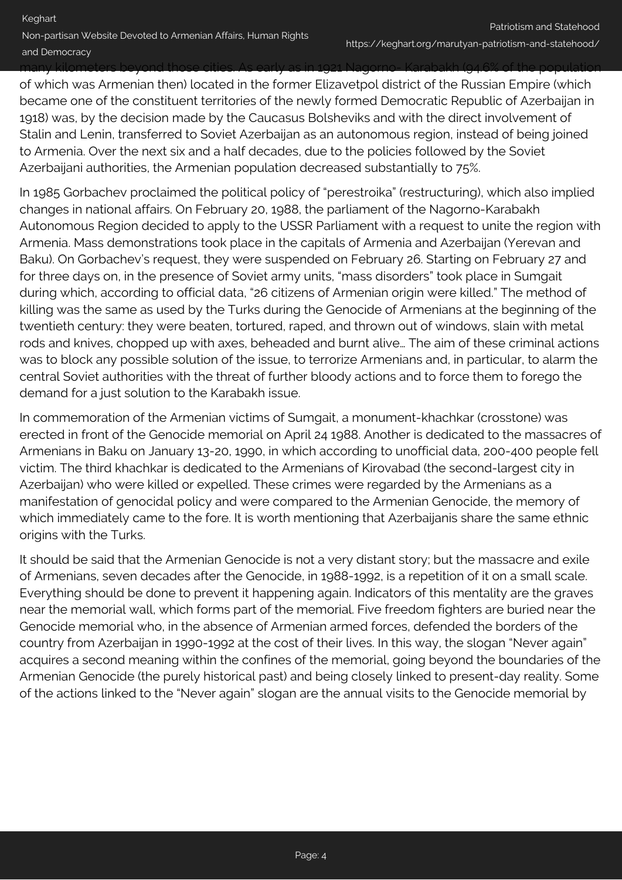many kilometers beyond those cities. As early as in 1921 Nagorno- Karabakh (94.6% of the population of which was Armenian then) located in the former Elizavetpol district of the Russian Empire (which became one of the constituent territories of the newly formed Democratic Republic of Azerbaijan in 1918) was, by the decision made by the Caucasus Bolsheviks and with the direct involvement of Stalin and Lenin, transferred to Soviet Azerbaijan as an autonomous region, instead of being joined to Armenia. Over the next six and a half decades, due to the policies followed by the Soviet Azerbaijani authorities, the Armenian population decreased substantially to 75%.

In 1985 Gorbachev proclaimed the political policy of "perestroika" (restructuring), which also implied changes in national affairs. On February 20, 1988, the parliament of the Nagorno-Karabakh Autonomous Region decided to apply to the USSR Parliament with a request to unite the region with Armenia. Mass demonstrations took place in the capitals of Armenia and Azerbaijan (Yerevan and Baku). On Gorbachev's request, they were suspended on February 26. Starting on February 27 and for three days on, in the presence of Soviet army units, "mass disorders" took place in Sumgait during which, according to official data, "26 citizens of Armenian origin were killed." The method of killing was the same as used by the Turks during the Genocide of Armenians at the beginning of the twentieth century: they were beaten, tortured, raped, and thrown out of windows, slain with metal rods and knives, chopped up with axes, beheaded and burnt alive… The aim of these criminal actions was to block any possible solution of the issue, to terrorize Armenians and, in particular, to alarm the central Soviet authorities with the threat of further bloody actions and to force them to forego the demand for a just solution to the Karabakh issue.

In commemoration of the Armenian victims of Sumgait, a monument-khachkar (crosstone) was erected in front of the Genocide memorial on April 24 1988. Another is dedicated to the massacres of Armenians in Baku on January 13-20, 1990, in which according to unofficial data, 200-400 people fell victim. The third khachkar is dedicated to the Armenians of Kirovabad (the second-largest city in Azerbaijan) who were killed or expelled. These crimes were regarded by the Armenians as a manifestation of genocidal policy and were compared to the Armenian Genocide, the memory of which immediately came to the fore. It is worth mentioning that Azerbaijanis share the same ethnic origins with the Turks.

It should be said that the Armenian Genocide is not a very distant story; but the massacre and exile of Armenians, seven decades after the Genocide, in 1988-1992, is a repetition of it on a small scale. Everything should be done to prevent it happening again. Indicators of this mentality are the graves near the memorial wall, which forms part of the memorial. Five freedom fighters are buried near the Genocide memorial who, in the absence of Armenian armed forces, defended the borders of the country from Azerbaijan in 1990-1992 at the cost of their lives. In this way, the slogan "Never again" acquires a second meaning within the confines of the memorial, going beyond the boundaries of the Armenian Genocide (the purely historical past) and being closely linked to present-day reality. Some of the actions linked to the "Never again" slogan are the annual visits to the Genocide memorial by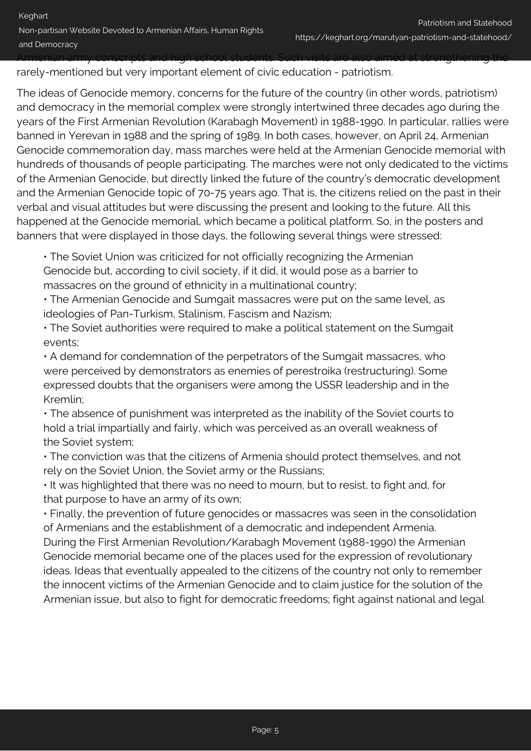Armenian army conscripts and high school students. Such visits are also aimed at strengthening the rarely-mentioned but very important element of civic education - patriotism.

The ideas of Genocide memory, concerns for the future of the country (in other words, patriotism) and democracy in the memorial complex were strongly intertwined three decades ago during the years of the First Armenian Revolution (Karabagh Movement) in 1988-1990. In particular, rallies were banned in Yerevan in 1988 and the spring of 1989. In both cases, however, on April 24, Armenian Genocide commemoration day, mass marches were held at the Armenian Genocide memorial with hundreds of thousands of people participating. The marches were not only dedicated to the victims of the Armenian Genocide, but directly linked the future of the country's democratic development and the Armenian Genocide topic of 70-75 years ago. That is, the citizens relied on the past in their verbal and visual attitudes but were discussing the present and looking to the future. All this happened at the Genocide memorial, which became a political platform. So, in the posters and banners that were displayed in those days, the following several things were stressed:

- The Soviet Union was criticized for not officially recognizing the Armenian Genocide but, according to civil society, if it did, it would pose as a barrier to massacres on the ground of ethnicity in a multinational country;
- The Armenian Genocide and Sumgait massacres were put on the same level, as ideologies of Pan-Turkism, Stalinism, Fascism and Nazism;
- The Soviet authorities were required to make a political statement on the Sumgait events;
- A demand for condemnation of the perpetrators of the Sumgait massacres, who were perceived by demonstrators as enemies of perestroika (restructuring). Some expressed doubts that the organisers were among the USSR leadership and in the Kremlin;
- The absence of punishment was interpreted as the inability of the Soviet courts to hold a trial impartially and fairly, which was perceived as an overall weakness of the Soviet system;
- The conviction was that the citizens of Armenia should protect themselves, and not rely on the Soviet Union, the Soviet army or the Russians;
- It was highlighted that there was no need to mourn, but to resist, to fight and, for that purpose to have an army of its own;
- Finally, the prevention of future genocides or massacres was seen in the consolidation of Armenians and the establishment of a democratic and independent Armenia.

During the First Armenian Revolution/Karabagh Movement (1988-1990) the Armenian Genocide memorial became one of the places used for the expression of revolutionary ideas. Ideas that eventually appealed to the citizens of the country not only to remember the innocent victims of the Armenian Genocide and to claim justice for the solution of the Armenian issue, but also to fight for democratic freedoms; fight against national and legal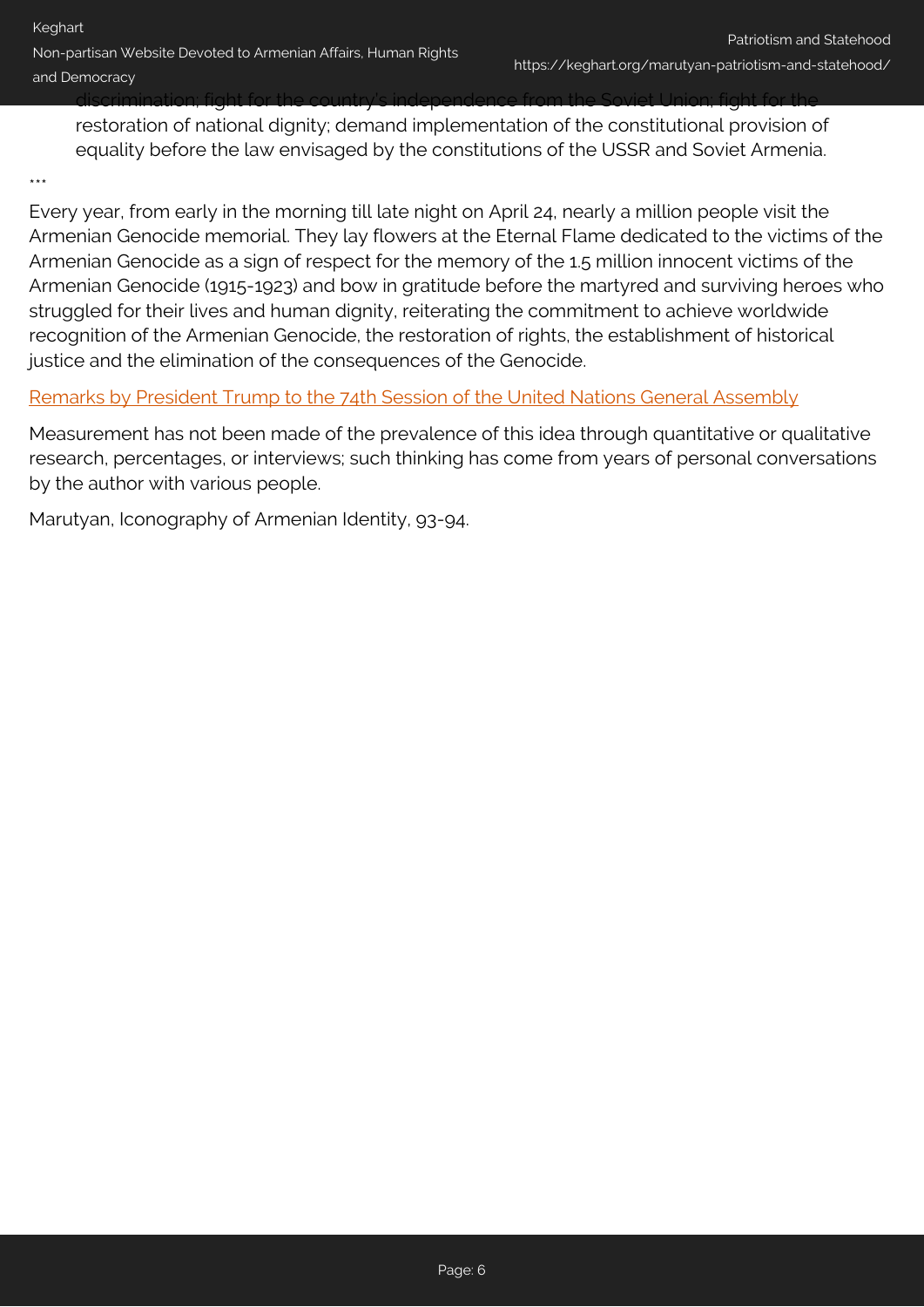> discrimination; fight for the country's independence from the Soviet Union; fight for the restoration of national dignity; demand implementation of the constitutional provision of equality before the law envisaged by the constitutions of the USSR and Soviet Armenia.

***

Every year, from early in the morning till late night on April 24, nearly a million people visit the Armenian Genocide memorial. They lay flowers at the Eternal Flame dedicated to the victims of the Armenian Genocide as a sign of respect for the memory of the 1.5 million innocent victims of the Armenian Genocide (1915-1923) and bow in gratitude before the martyred and surviving heroes who struggled for their lives and human dignity, reiterating the commitment to achieve worldwide recognition of the Armenian Genocide, the restoration of rights, the establishment of historical justice and the elimination of the consequences of the Genocide.

Remarks by President Trump to the 74th Session of the United Nations General Assembly

Measurement has not been made of the prevalence of this idea through quantitative or qualitative research, percentages, or interviews; such thinking has come from years of personal conversations by the author with various people.

Marutyan, Iconography of Armenian Identity, 93-94.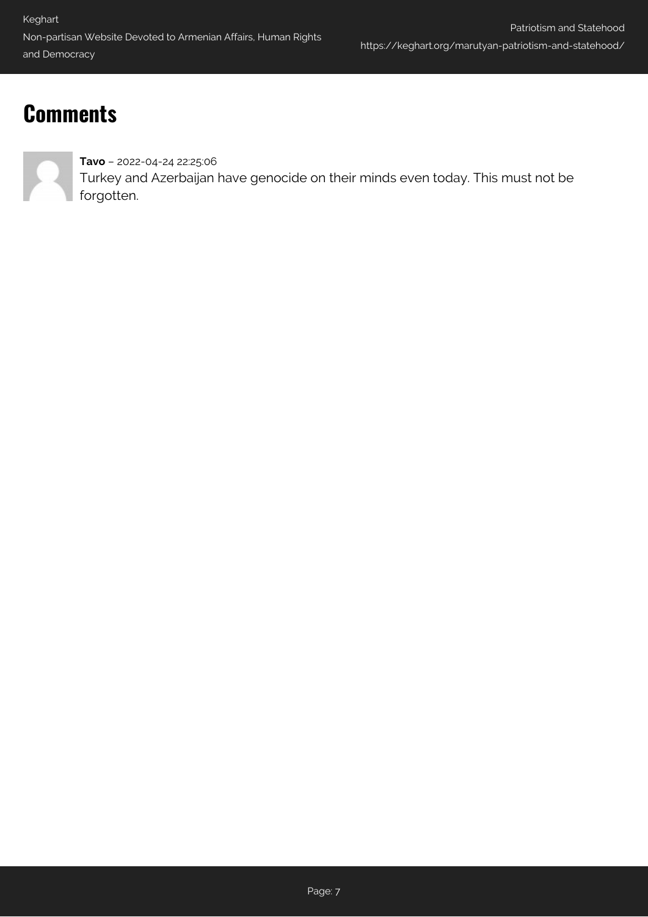## Comments

**Tavo** – 2022-04-24 22:25:06
Turkey and Azerbaijan have genocide on their minds even today. This must not be forgotten.